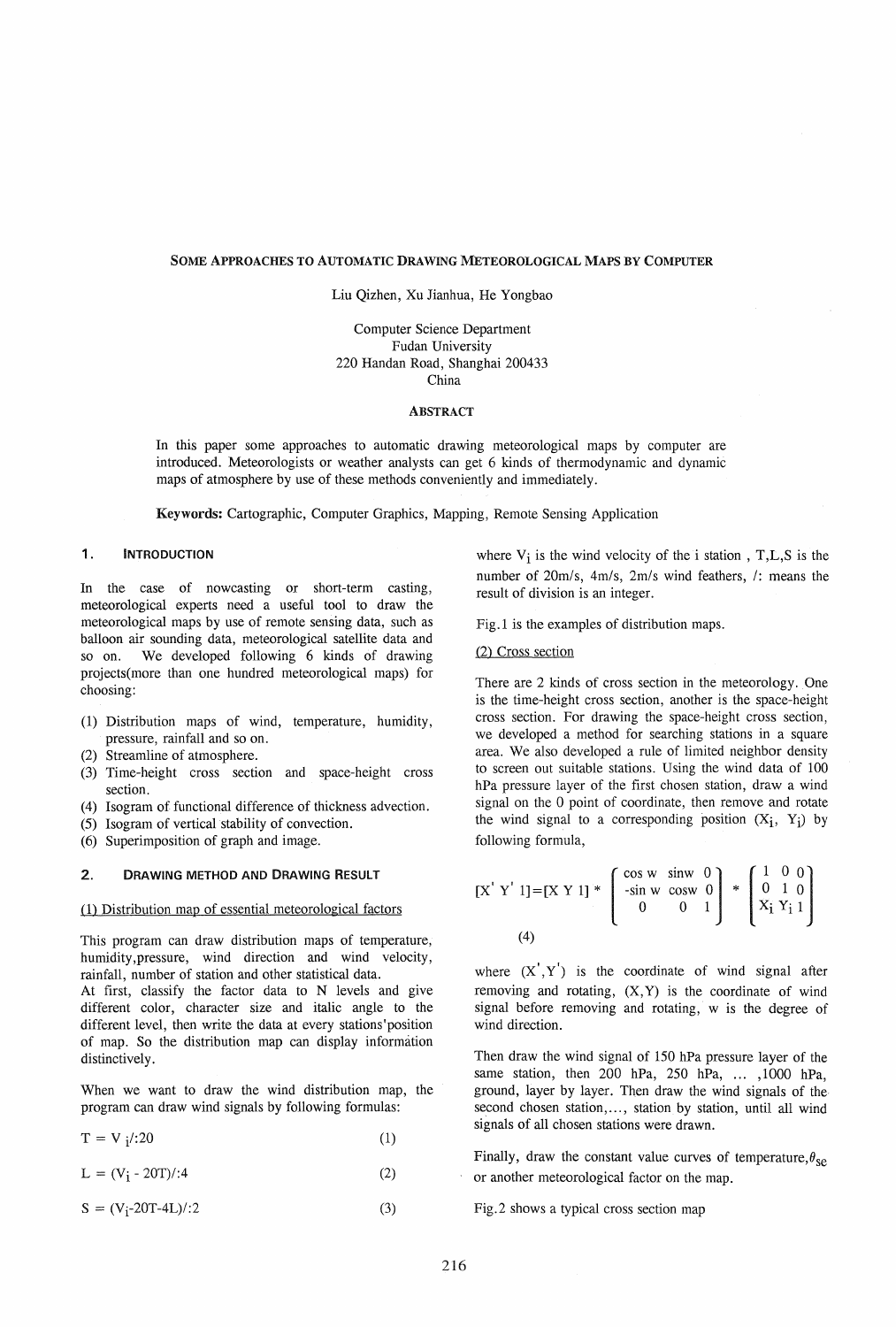# SOME APPROACHES TO AUTOMATIC DRAWING METEOROLOGICAL MAPS BY COMPUTER

Liu Qizhen, Xu Jianhua, He Yongbao

Computer Science Department
Fudan University
220 Handan Road, Shanghai 200433
China

## ABSTRACT

In this paper some approaches to automatic drawing meteorological maps by computer are introduced. Meteorologists or weather analysts can get 6 kinds of thermodynamic and dynamic maps of atmosphere by use of these methods conveniently and immediately.

**Keywords:** Cartographic, Computer Graphics, Mapping, Remote Sensing Application

## 1. INTRODUCTION

In the case of nowcasting or short-term casting, meteorological experts need a useful tool to draw the meteorological maps by use of remote sensing data, such as balloon air sounding data, meteorological satellite data and so on. We developed following 6 kinds of drawing projects(more than one hundred meteorological maps) for choosing:

(1) Distribution maps of wind, temperature, humidity, pressure, rainfall and so on.
(2) Streamline of atmosphere.
(3) Time-height cross section and space-height cross section.
(4) Isogram of functional difference of thickness advection.
(5) Isogram of vertical stability of convection.
(6) Superimposition of graph and image.

## 2. DRAWING METHOD AND DRAWING RESULT

(1) Distribution map of essential meteorological factors

This program can draw distribution maps of temperature, humidity,pressure, wind direction and wind velocity, rainfall, number of station and other statistical data.
At first, classify the factor data to N levels and give different color, character size and italic angle to the different level, then write the data at every stations'position of map. So the distribution map can display information distinctively.

When we want to draw the wind distribution map, the program can draw wind signals by following formulas:

$$T = V_i /: 20 \tag{1}$$

$$L = (V_i - 20T) /: 4 \tag{2}$$

$$S = (V_i - 20T - 4L) /: 2 \tag{3}$$

where $V_i$ is the wind velocity of the i station , T,L,S is the number of 20m/s, 4m/s, 2m/s wind feathers, /: means the result of division is an integer.

Fig.1 is the examples of distribution maps.

(2) Cross section

There are 2 kinds of cross section in the meteorology. One is the time-height cross section, another is the space-height cross section. For drawing the space-height cross section, we developed a method for searching stations in a square area. We also developed a rule of limited neighbor density to screen out suitable stations. Using the wind data of 100 hPa pressure layer of the first chosen station, draw a wind signal on the 0 point of coordinate, then remove and rotate the wind signal to a corresponding position ($X_i$, $Y_i$) by following formula,

$$[X' \; Y' \; 1] = [X \; Y \; 1] * \begin{bmatrix} \cos w & \sin w & 0 \\ -\sin w & \cos w & 0 \\ 0 & 0 & 1 \end{bmatrix} * \begin{bmatrix} 1 & 0 & 0 \\ 0 & 1 & 0 \\ X_i & Y_i & 1 \end{bmatrix} \tag{4}$$

where $(X', Y')$ is the coordinate of wind signal after removing and rotating, (X,Y) is the coordinate of wind signal before removing and rotating, w is the degree of wind direction.

Then draw the wind signal of 150 hPa pressure layer of the same station, then 200 hPa, 250 hPa, ... ,1000 hPa, ground, layer by layer. Then draw the wind signals of the second chosen station,..., station by station, until all wind signals of all chosen stations were drawn.

Finally, draw the constant value curves of temperature,$\theta_{se}$ or another meteorological factor on the map.

Fig.2 shows a typical cross section map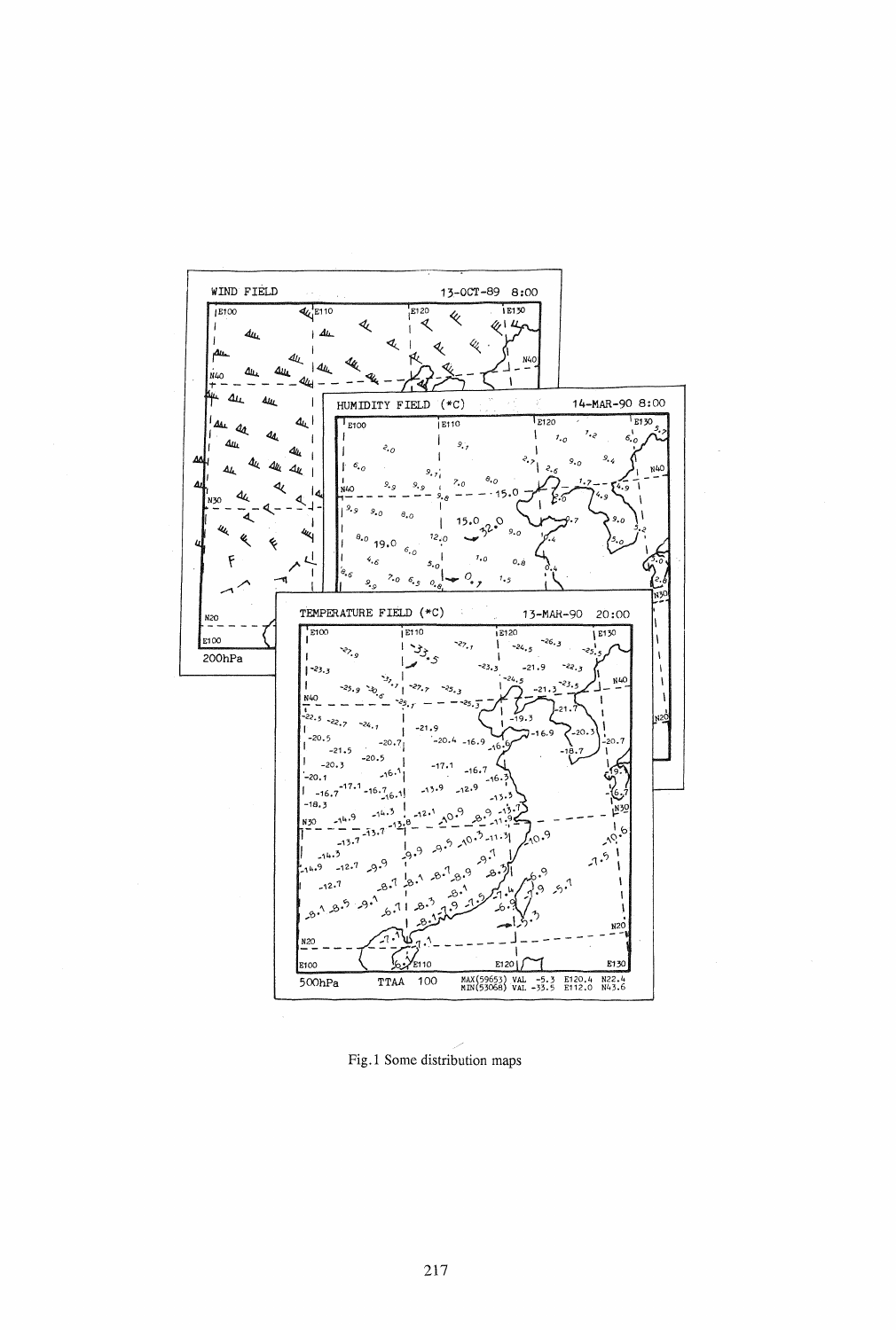WIND FIELD 13-OCT-89 8:00

HUMIDITY FIELD (*C) 14-MAR-90 8:00

TEMPERATURE FIELD (*C) 13-MAR-90 20:00

200hPa

500hPa TTAA 100 MAX(59653) VAL -5.3 E120.4 N22.4 MIN(53068) VAL -33.5 E112.0 N43.6

Fig.1 Some distribution maps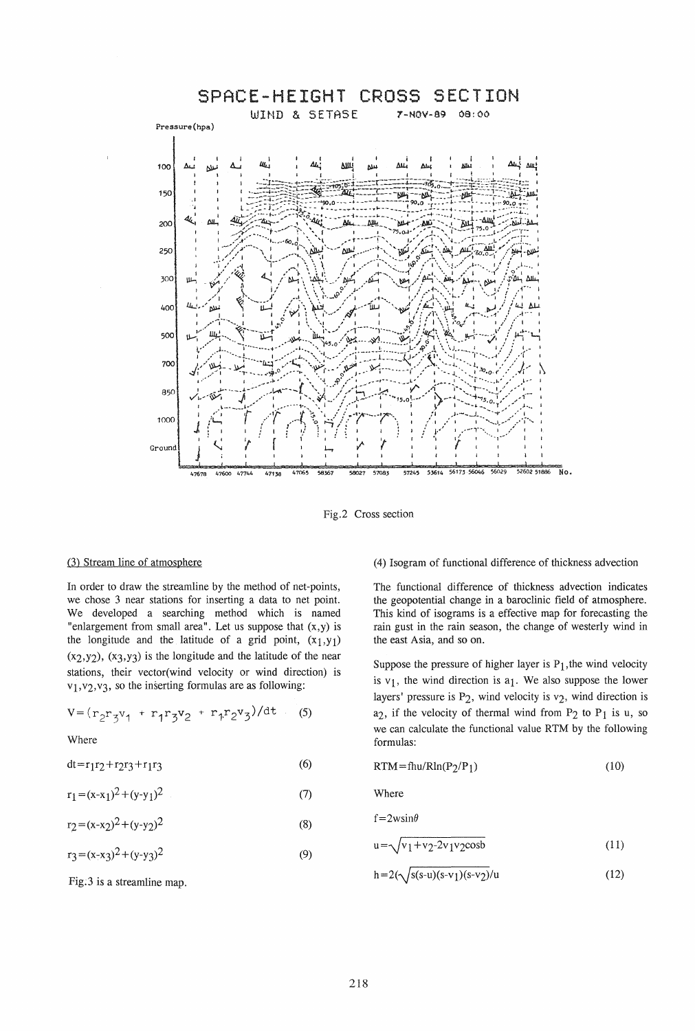Fig.2 Cross section

(3) Stream line of atmosphere

In order to draw the streamline by the method of net-points, we chose 3 near stations for inserting a data to net point. We developed a searching method which is named "enlargement from small area". Let us suppose that (x,y) is the longitude and the latitude of a grid point, $(x_1,y_1)$ $(x_2,y_2)$, $(x_3,y_3)$ is the longitude and the latitude of the near stations, their vector(wind velocity or wind direction) is $v_1,v_2,v_3$, so the inserting formulas are as following:

$$V=(r_2r_3v_1 + r_1r_3v_2 + r_1r_2v_3)/dt \quad (5)$$

Where

$$dt=r_1r_2+r_2r_3+r_1r_3 \quad (6)$$

$$r_1=(x-x_1)^2+(y-y_1)^2 \quad (7)$$

$$r_2=(x-x_2)^2+(y-y_2)^2 \quad (8)$$

$$r_3=(x-x_3)^2+(y-y_3)^2 \quad (9)$$

Fig.3 is a streamline map.

(4) Isogram of functional difference of thickness advection

The functional difference of thickness advection indicates the geopotential change in a baroclinic field of atmosphere. This kind of isograms is a effective map for forecasting the rain gust in the rain season, the change of westerly wind in the east Asia, and so on.

Suppose the pressure of higher layer is $P_1$,the wind velocity is $v_1$, the wind direction is $a_1$. We also suppose the lower layers' pressure is $P_2$, wind velocity is $v_2$, wind direction is $a_2$, if the velocity of thermal wind from $P_2$ to $P_1$ is u, so we can calculate the functional value RTM by the following formulas:

$$RTM=fhu/Rln(P_2/P_1) \quad (10)$$

Where

$$f=2w\sin\theta$$

$$u=\sqrt{v_1+v_2-2v_1v_2\cos b} \quad (11)$$

$$h=2(\sqrt{s(s-u)(s-v_1)(s-v_2)}/u \quad (12)$$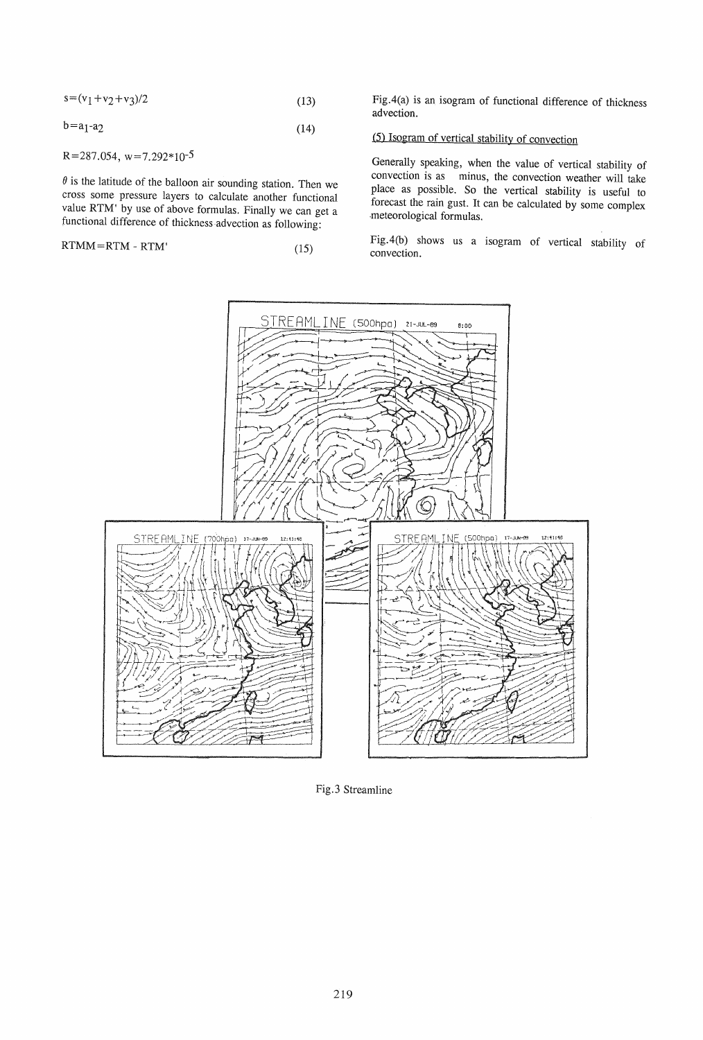$$s=(v_1+v_2+v_3)/2 \tag{13}$$

$$b=a_1-a_2 \tag{14}$$

$R=287.054$, $w=7.292*10^{-5}$

$\theta$ is the latitude of the balloon air sounding station. Then we cross some pressure layers to calculate another functional value RTM' by use of above formulas. Finally we can get a functional difference of thickness advection as following:

$$RTMM=RTM - RTM' \tag{15}$$

Fig.4(a) is an isogram of functional difference of thickness advection.

(5) Isogram of vertical stability of convection

Generally speaking, when the value of vertical stability of convection is as minus, the convection weather will take place as possible. So the vertical stability is useful to forecast the rain gust. It can be calculated by some complex meteorological formulas.

Fig.4(b) shows us a isogram of vertical stability of convection.

Fig.3 Streamline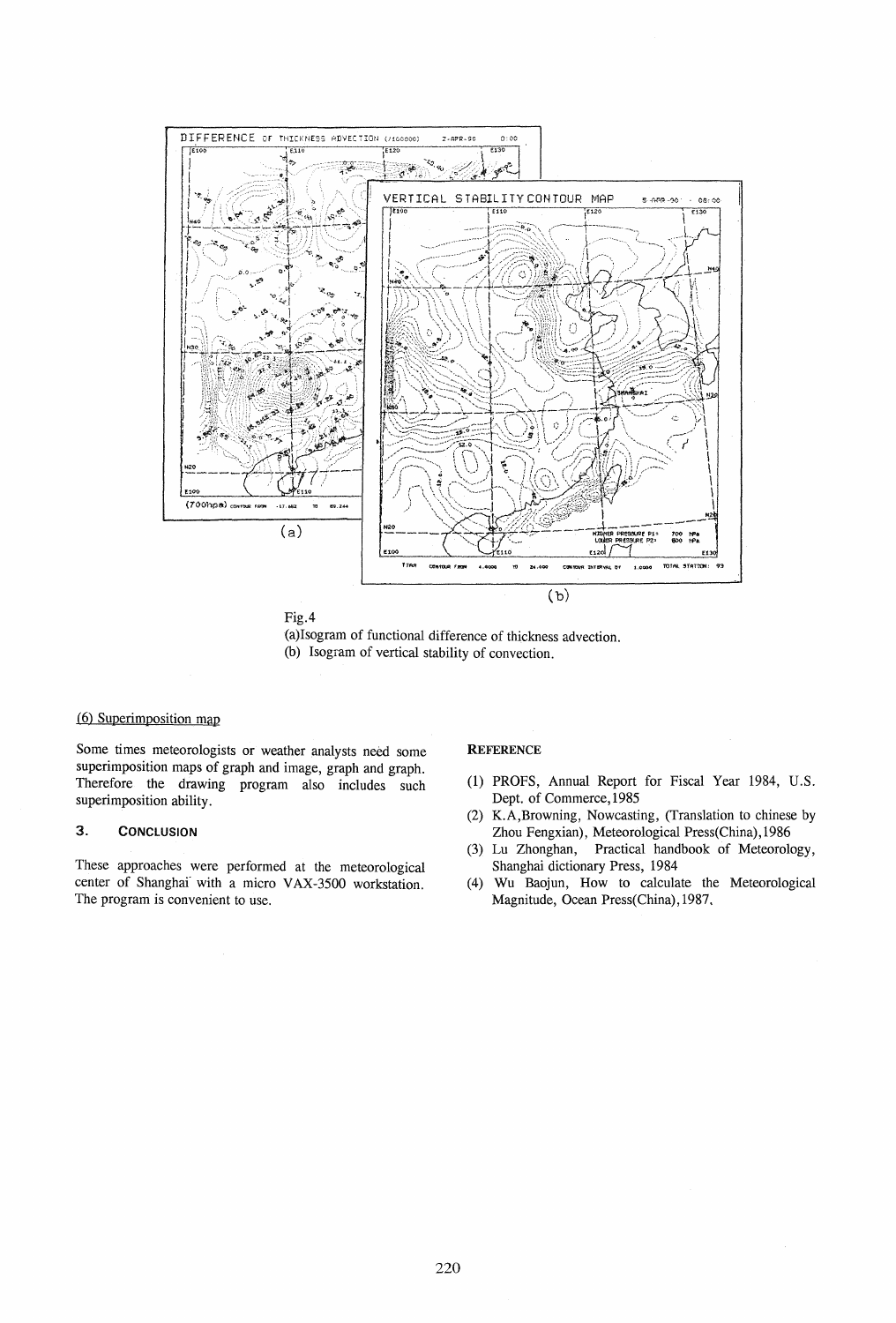DIFFERENCE OF THICKNESS ADVECTION (/100000) 2-APR-90 0:00

(700hpa) CONTOUR FROM -17.662 TO 69.244

(a)

VERTICAL STABILITY CONTOUR MAP 5-APR-90 08:00

HIGHER PRESSURE P1: 700 hPa
LOWER PRESSURE P2: 800 hPa

CONTOUR FROM 4.0000 TO 24.400 CONTOUR INTERVAL OF 1.0000 TOTAL STATION: 93

(b)

Fig.4

(a)Isogram of functional difference of thickness advection.

(b) Isogram of vertical stability of convection.

(6) Superimposition map

Some times meteorologists or weather analysts need some superimposition maps of graph and image, graph and graph. Therefore the drawing program also includes such superimposition ability.

## 3. CONCLUSION

These approaches were performed at the meteorological center of Shanghai with a micro VAX-3500 workstation. The program is convenient to use.

## REFERENCE

(1) PROFS, Annual Report for Fiscal Year 1984, U.S. Dept. of Commerce,1985

(2) K.A,Browning, Nowcasting, (Translation to chinese by Zhou Fengxian), Meteorological Press(China),1986

(3) Lu Zhonghan, Practical handbook of Meteorology, Shanghai dictionary Press, 1984

(4) Wu Baojun, How to calculate the Meteorological Magnitude, Ocean Press(China),1987.